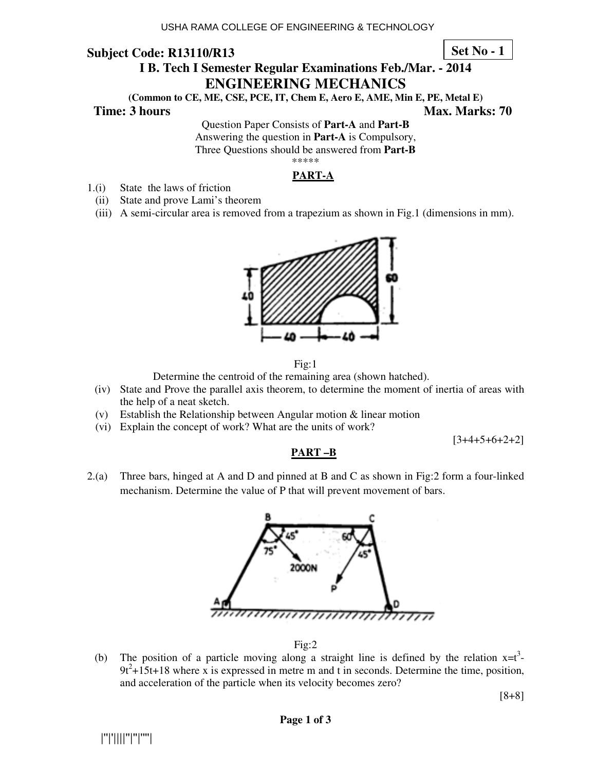**Subject Code: R13110/R13** **Set No - 1**

**I B. Tech I Semester Regular Examinations Feb./Mar. - 2014**

# ENGINEERING MECHANICS

**(Common to CE, ME, CSE, PCE, IT, Chem E, Aero E, AME, Min E, PE, Metal E)**

**Time: 3 hours** **Max. Marks: 70**

Question Paper Consists of **Part-A** and **Part-B**
Answering the question in **Part-A** is Compulsory,
Three Questions should be answered from **Part-B**

\*\*\*\*\*

## PART-A

1.(i) State the laws of friction

(ii) State and prove Lami's theorem

(iii) A semi-circular area is removed from a trapezium as shown in Fig.1 (dimensions in mm).

Fig:1

Determine the centroid of the remaining area (shown hatched).

(iv) State and Prove the parallel axis theorem, to determine the moment of inertia of areas with the help of a neat sketch.

(v) Establish the Relationship between Angular motion & linear motion

(vi) Explain the concept of work? What are the units of work?

[3+4+5+6+2+2]

## PART –B

2.(a) Three bars, hinged at A and D and pinned at B and C as shown in Fig:2 form a four-linked mechanism. Determine the value of P that will prevent movement of bars.

Fig:2

(b) The position of a particle moving along a straight line is defined by the relation $x=t^3-9t^2+15t+18$ where x is expressed in metre m and t in seconds. Determine the time, position, and acceleration of the particle when its velocity becomes zero?

[8+8]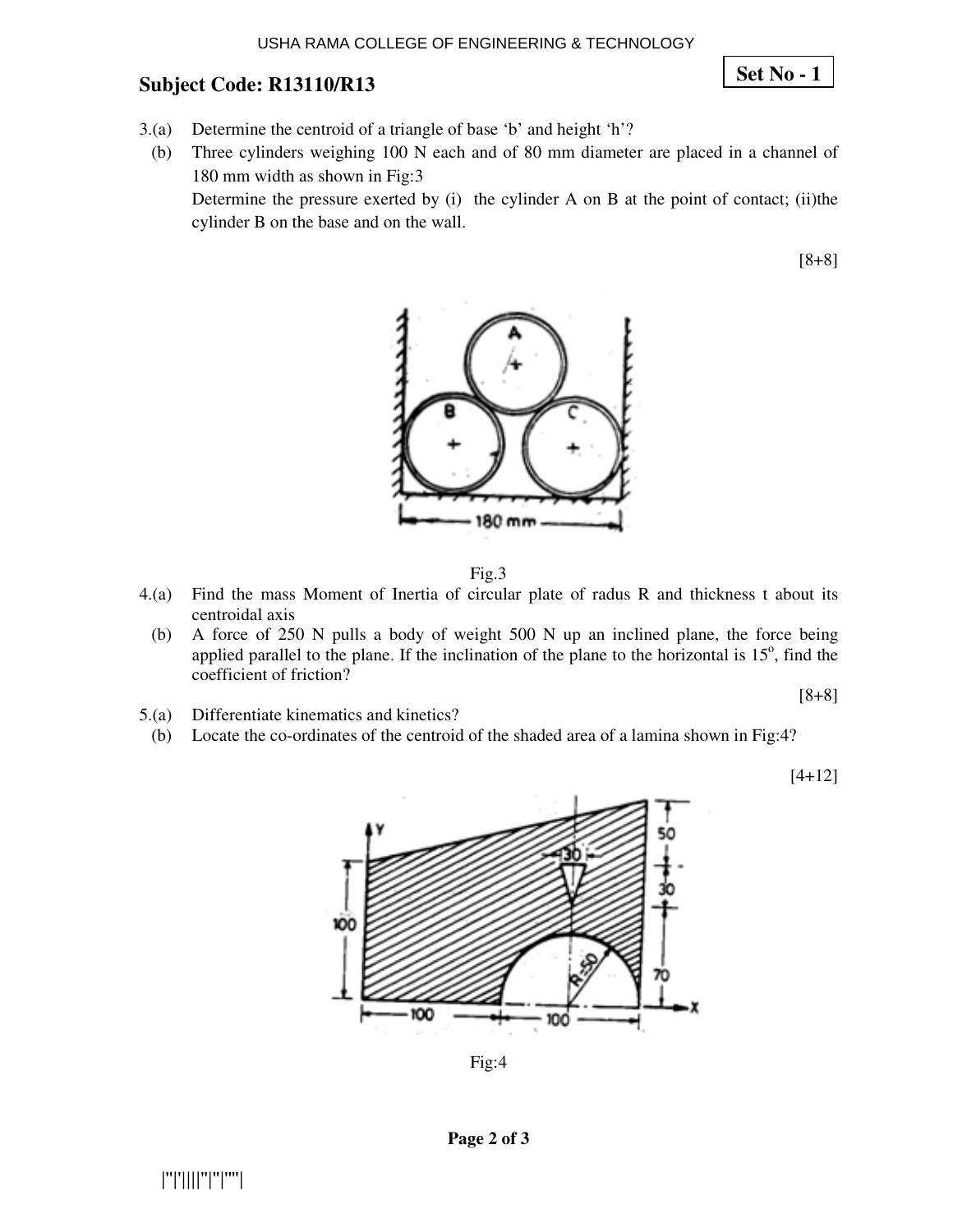3.(a) Determine the centroid of a triangle of base 'b' and height 'h'?

(b) Three cylinders weighing 100 N each and of 80 mm diameter are placed in a channel of 180 mm width as shown in Fig:3

Determine the pressure exerted by (i) the cylinder A on B at the point of contact; (ii)the cylinder B on the base and on the wall.

[8+8]

Fig.3

4.(a) Find the mass Moment of Inertia of circular plate of radius R and thickness t about its centroidal axis

(b) A force of 250 N pulls a body of weight 500 N up an inclined plane, the force being applied parallel to the plane. If the inclination of the plane to the horizontal is $15^o$, find the coefficient of friction?

[8+8]

5.(a) Differentiate kinematics and kinetics?

(b) Locate the co-ordinates of the centroid of the shaded area of a lamina shown in Fig:4?

[4+12]

Fig:4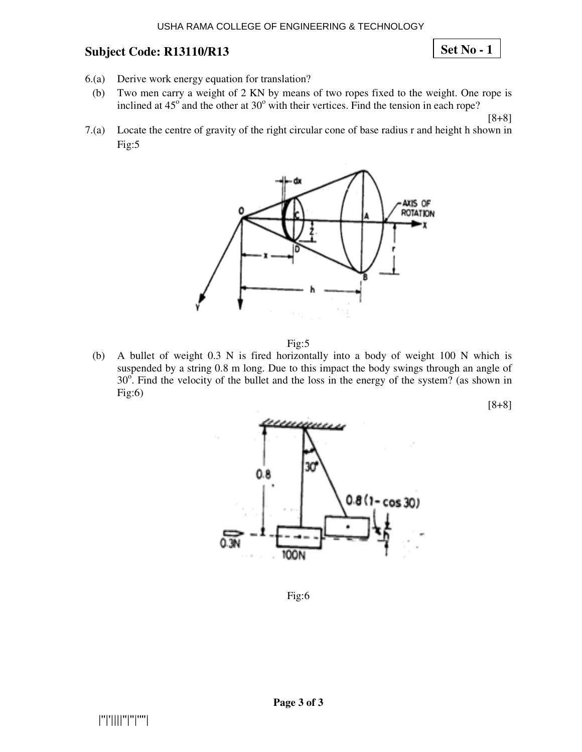USHA RAMA COLLEGE OF ENGINEERING & TECHNOLOGY

**Subject Code: R13110/R13** **Set No - 1**

6.(a) Derive work energy equation for translation?

(b) Two men carry a weight of 2 KN by means of two ropes fixed to the weight. One rope is inclined at $45^o$ and the other at $30^o$ with their vertices. Find the tension in each rope?

[8+8]

7.(a) Locate the centre of gravity of the right circular cone of base radius r and height h shown in Fig:5

Fig:5

(b) A bullet of weight 0.3 N is fired horizontally into a body of weight 100 N which is suspended by a string 0.8 m long. Due to this impact the body swings through an angle of $30^o$. Find the velocity of the bullet and the loss in the energy of the system? (as shown in Fig:6)

[8+8]

Fig:6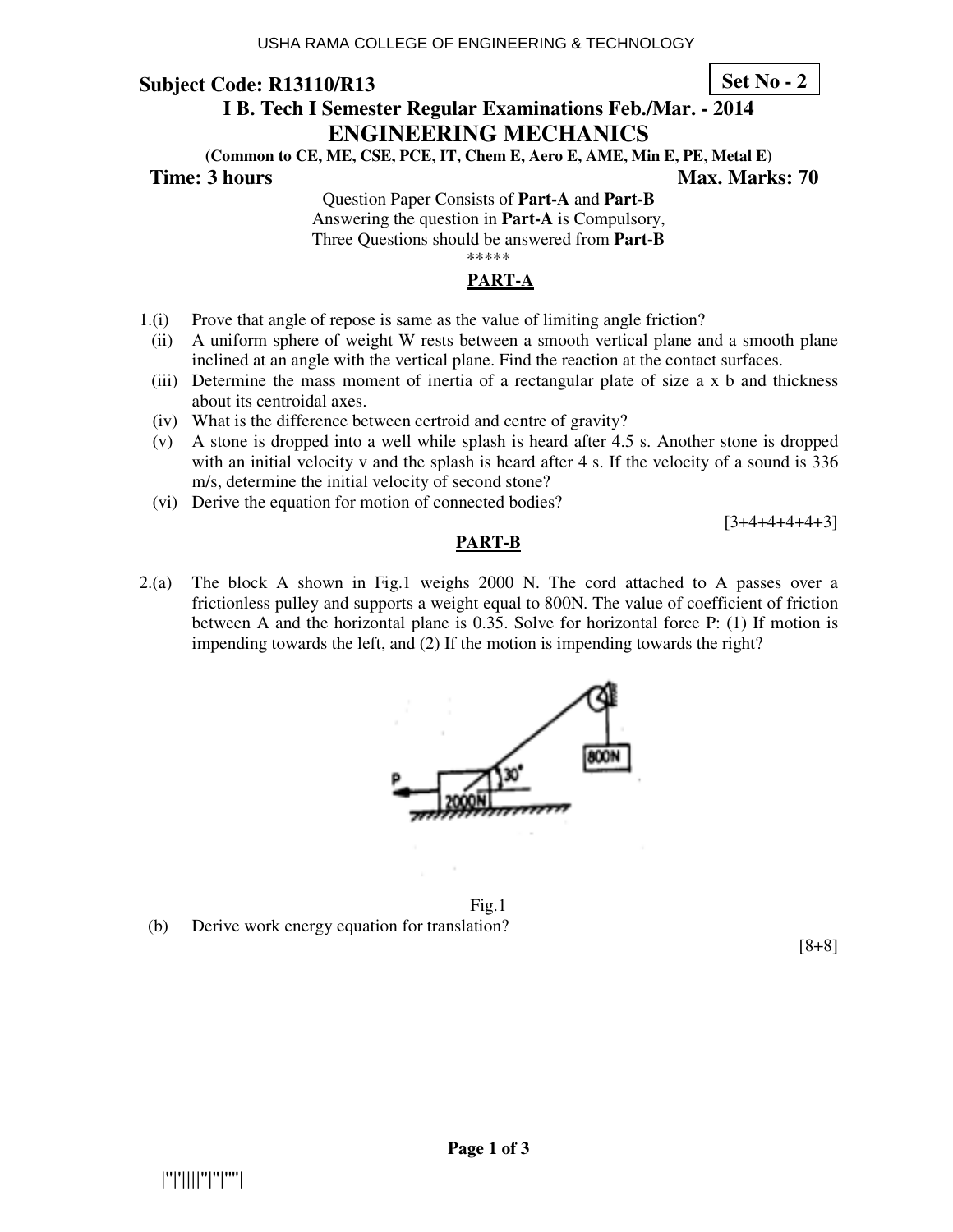USHA RAMA COLLEGE OF ENGINEERING & TECHNOLOGY

**Subject Code: R13110/R13** **Set No - 2**

**I B. Tech I Semester Regular Examinations Feb./Mar. - 2014**

# ENGINEERING MECHANICS

**(Common to CE, ME, CSE, PCE, IT, Chem E, Aero E, AME, Min E, PE, Metal E)**

**Time: 3 hours** **Max. Marks: 70**

Question Paper Consists of **Part-A** and **Part-B**
Answering the question in **Part-A** is Compulsory,
Three Questions should be answered from **Part-B**

*****

## PART-A

1.(i) Prove that angle of repose is same as the value of limiting angle friction?

(ii) A uniform sphere of weight W rests between a smooth vertical plane and a smooth plane inclined at an angle with the vertical plane. Find the reaction at the contact surfaces.

(iii) Determine the mass moment of inertia of a rectangular plate of size a x b and thickness about its centroidal axes.

(iv) What is the difference between certroid and centre of gravity?

(v) A stone is dropped into a well while splash is heard after 4.5 s. Another stone is dropped with an initial velocity v and the splash is heard after 4 s. If the velocity of a sound is 336 m/s, determine the initial velocity of second stone?

(vi) Derive the equation for motion of connected bodies?

[3+4+4+4+4+3]

## PART-B

2.(a) The block A shown in Fig.1 weighs 2000 N. The cord attached to A passes over a frictionless pulley and supports a weight equal to 800N. The value of coefficient of friction between A and the horizontal plane is 0.35. Solve for horizontal force P: (1) If motion is impending towards the left, and (2) If the motion is impending towards the right?

Fig.1

(b) Derive work energy equation for translation?

[8+8]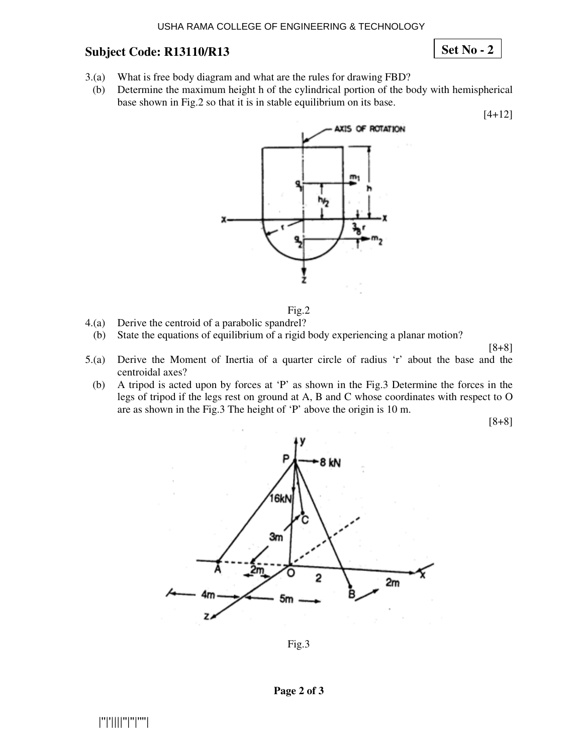**Subject Code: R13110/R13** **Set No - 2**

3.(a) What is free body diagram and what are the rules for drawing FBD?

(b) Determine the maximum height h of the cylindrical portion of the body with hemispherical base shown in Fig.2 so that it is in stable equilibrium on its base.

[4+12]

Fig.2

4.(a) Derive the centroid of a parabolic spandrel?

(b) State the equations of equilibrium of a rigid body experiencing a planar motion?

[8+8]

5.(a) Derive the Moment of Inertia of a quarter circle of radius 'r' about the base and the centroidal axes?

(b) A tripod is acted upon by forces at 'P' as shown in the Fig.3 Determine the forces in the legs of tripod if the legs rest on ground at A, B and C whose coordinates with respect to O are as shown in the Fig.3 The height of 'P' above the origin is 10 m.

[8+8]

Fig.3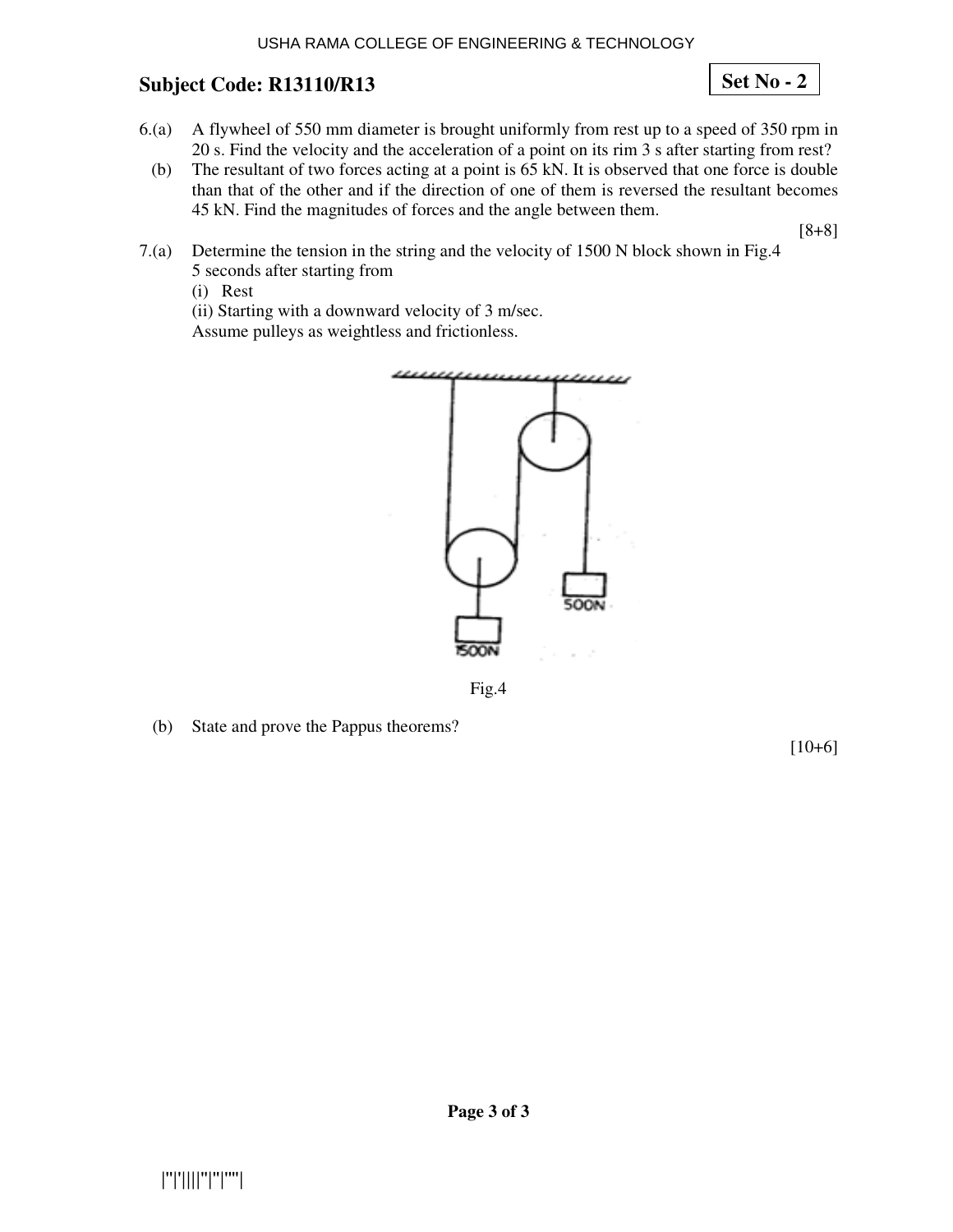## Subject Code: R13110/R13

**Set No - 2**

6.(a) A flywheel of 550 mm diameter is brought uniformly from rest up to a speed of 350 rpm in 20 s. Find the velocity and the acceleration of a point on its rim 3 s after starting from rest?

(b) The resultant of two forces acting at a point is 65 kN. It is observed that one force is double than that of the other and if the direction of one of them is reversed the resultant becomes 45 kN. Find the magnitudes of forces and the angle between them.

[8+8]

7.(a) Determine the tension in the string and the velocity of 1500 N block shown in Fig.4 5 seconds after starting from

(i) Rest

(ii) Starting with a downward velocity of 3 m/sec.

Assume pulleys as weightless and frictionless.

Fig.4

(b) State and prove the Pappus theorems?

[10+6]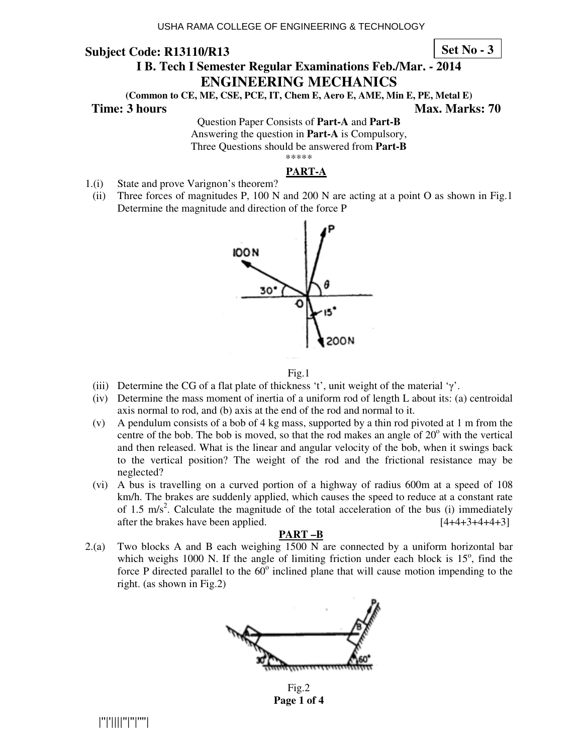USHA RAMA COLLEGE OF ENGINEERING & TECHNOLOGY

**Subject Code: R13110/R13** **Set No - 3**

## I B. Tech I Semester Regular Examinations Feb./Mar. - 2014

# ENGINEERING MECHANICS

**(Common to CE, ME, CSE, PCE, IT, Chem E, Aero E, AME, Min E, PE, Metal E)**

**Time: 3 hours** **Max. Marks: 70**

Question Paper Consists of **Part-A** and **Part-B**
Answering the question in **Part-A** is Compulsory,
Three Questions should be answered from **Part-B**

\*\*\*\*\*

## PART-A

1.(i) State and prove Varignon's theorem?

(ii) Three forces of magnitudes P, 100 N and 200 N are acting at a point O as shown in Fig.1 Determine the magnitude and direction of the force P

Fig.1

(iii) Determine the CG of a flat plate of thickness 't', unit weight of the material 'γ'.

(iv) Determine the mass moment of inertia of a uniform rod of length L about its: (a) centroidal axis normal to rod, and (b) axis at the end of the rod and normal to it.

(v) A pendulum consists of a bob of 4 kg mass, supported by a thin rod pivoted at 1 m from the centre of the bob. The bob is moved, so that the rod makes an angle of $20^o$ with the vertical and then released. What is the linear and angular velocity of the bob, when it swings back to the vertical position? The weight of the rod and the frictional resistance may be neglected?

(vi) A bus is travelling on a curved portion of a highway of radius 600m at a speed of 108 km/h. The brakes are suddenly applied, which causes the speed to reduce at a constant rate of 1.5 $m/s^2$. Calculate the magnitude of the total acceleration of the bus (i) immediately after the brakes have been applied. [4+4+3+4+4+3]

## PART –B

2.(a) Two blocks A and B each weighing 1500 N are connected by a uniform horizontal bar which weighs 1000 N. If the angle of limiting friction under each block is $15^o$, find the force P directed parallel to the $60^o$ inclined plane that will cause motion impending to the right. (as shown in Fig.2)

Fig.2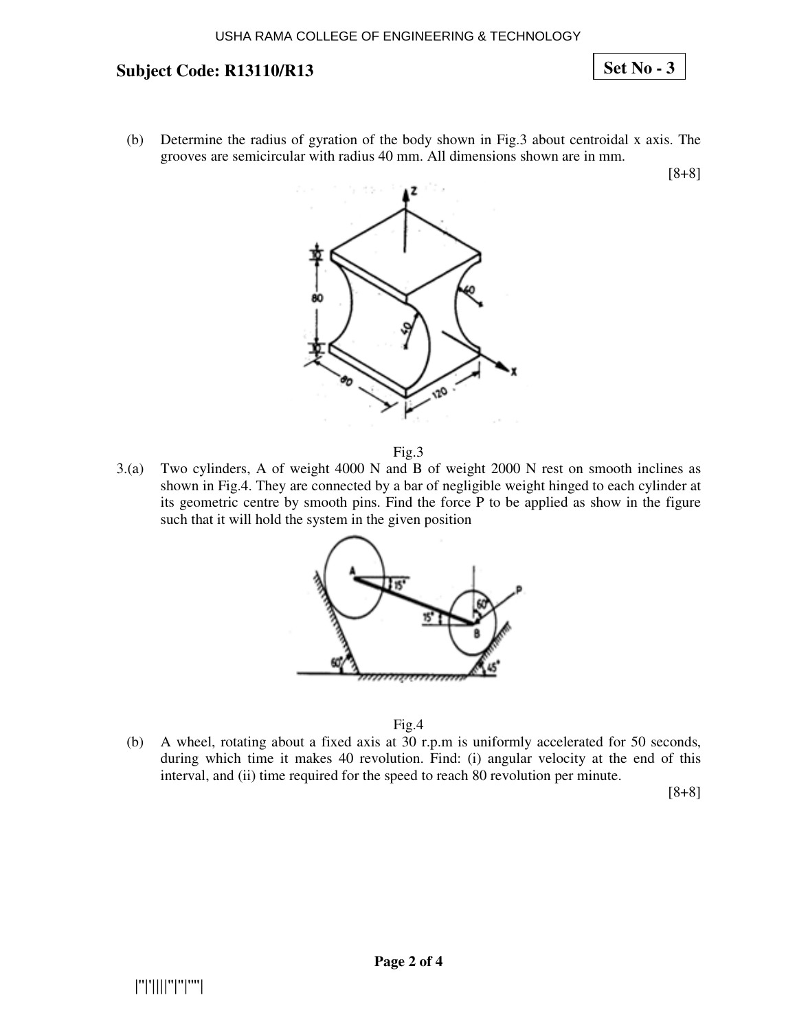**Subject Code: R13110/R13** **Set No - 3**

(b) Determine the radius of gyration of the body shown in Fig.3 about centroidal x axis. The grooves are semicircular with radius 40 mm. All dimensions shown are in mm.

[8+8]

Fig.3

3.(a) Two cylinders, A of weight 4000 N and B of weight 2000 N rest on smooth inclines as shown in Fig.4. They are connected by a bar of negligible weight hinged to each cylinder at its geometric centre by smooth pins. Find the force P to be applied as show in the figure such that it will hold the system in the given position

Fig.4

(b) A wheel, rotating about a fixed axis at 30 r.p.m is uniformly accelerated for 50 seconds, during which time it makes 40 revolution. Find: (i) angular velocity at the end of this interval, and (ii) time required for the speed to reach 80 revolution per minute.

[8+8]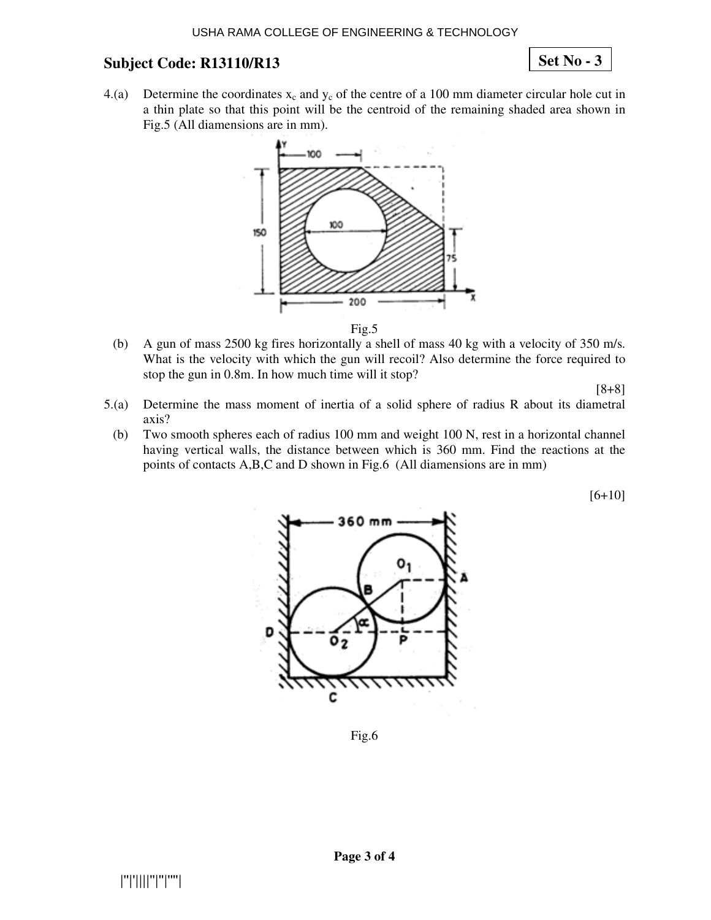**Subject Code: R13110/R13** **Set No - 3**

4.(a) Determine the coordinates $x_c$ and $y_c$ of the centre of a 100 mm diameter circular hole cut in a thin plate so that this point will be the centroid of the remaining shaded area shown in Fig.5 (All diamensions are in mm).

Fig.5

(b) A gun of mass 2500 kg fires horizontally a shell of mass 40 kg with a velocity of 350 m/s. What is the velocity with which the gun will recoil? Also determine the force required to stop the gun in 0.8m. In how much time will it stop?

[8+8]

5.(a) Determine the mass moment of inertia of a solid sphere of radius R about its diametral axis?

(b) Two smooth spheres each of radius 100 mm and weight 100 N, rest in a horizontal channel having vertical walls, the distance between which is 360 mm. Find the reactions at the points of contacts A,B,C and D shown in Fig.6 (All diamensions are in mm)

[6+10]

Fig.6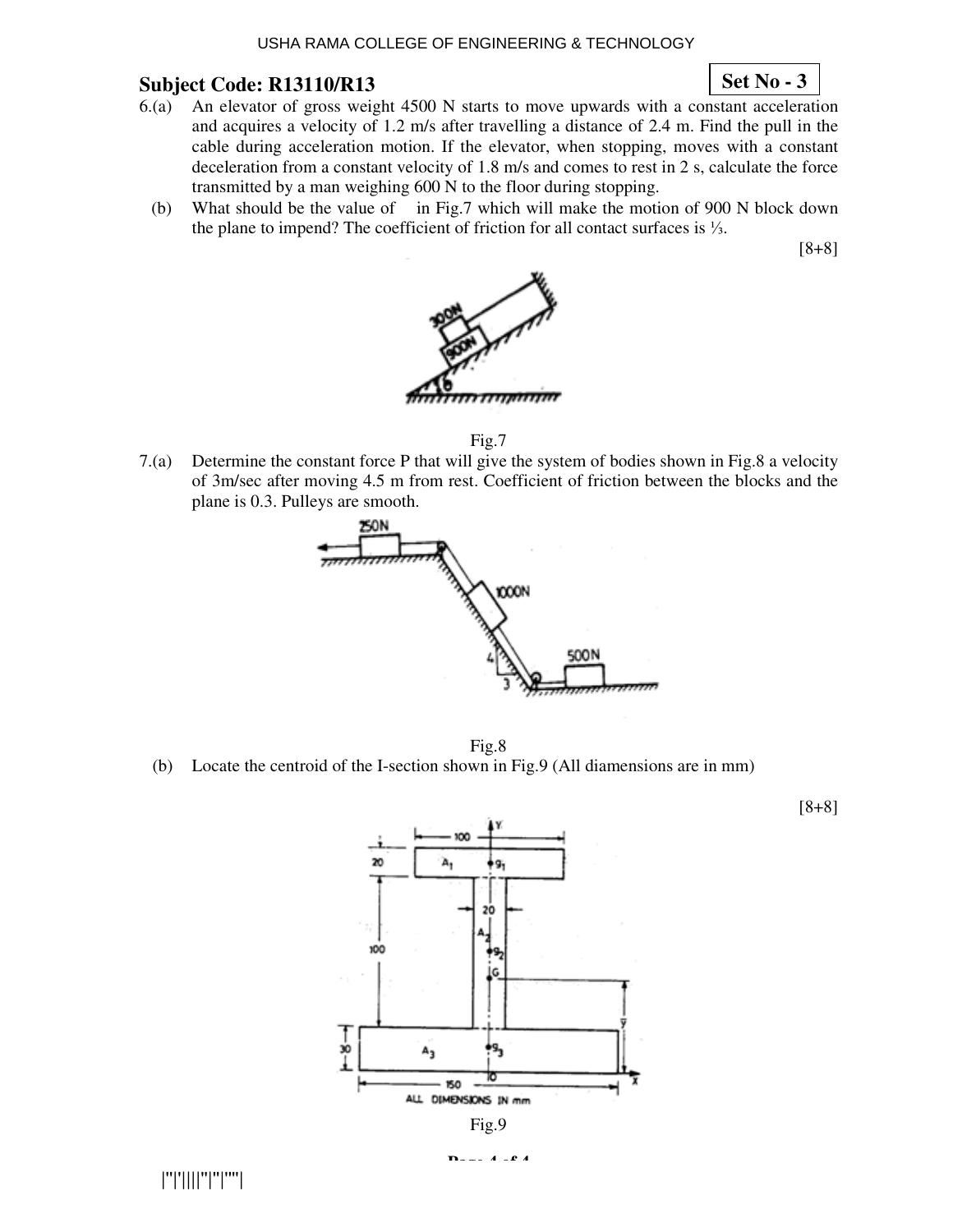**Subject Code: R13110/R13** **Set No - 3**

6.(a) An elevator of gross weight 4500 N starts to move upwards with a constant acceleration and acquires a velocity of 1.2 m/s after travelling a distance of 2.4 m. Find the pull in the cable during acceleration motion. If the elevator, when stopping, moves with a constant deceleration from a constant velocity of 1.8 m/s and comes to rest in 2 s, calculate the force transmitted by a man weighing 600 N to the floor during stopping.

(b) What should be the value of in Fig.7 which will make the motion of 900 N block down the plane to impend? The coefficient of friction for all contact surfaces is ⅓.

[8+8]

Fig.7

7.(a) Determine the constant force P that will give the system of bodies shown in Fig.8 a velocity of 3m/sec after moving 4.5 m from rest. Coefficient of friction between the blocks and the plane is 0.3. Pulleys are smooth.

Fig.8

(b) Locate the centroid of the I-section shown in Fig.9 (All diamensions are in mm)

[8+8]

Fig.9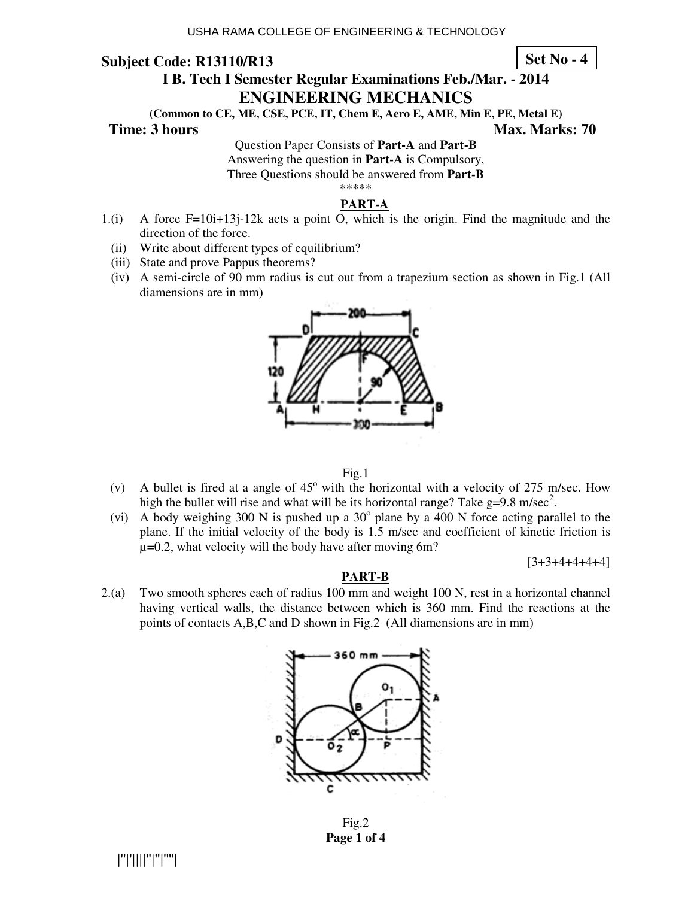USHA RAMA COLLEGE OF ENGINEERING & TECHNOLOGY

**Subject Code: R13110/R13** **Set No - 4**

## I B. Tech I Semester Regular Examinations Feb./Mar. - 2014

## ENGINEERING MECHANICS

**(Common to CE, ME, CSE, PCE, IT, Chem E, Aero E, AME, Min E, PE, Metal E)**

**Time: 3 hours** **Max. Marks: 70**

Question Paper Consists of **Part-A** and **Part-B**
Answering the question in **Part-A** is Compulsory,
Three Questions should be answered from **Part-B**

*****

### PART-A

1.(i) A force F=10i+13j-12k acts a point O, which is the origin. Find the magnitude and the direction of the force.

(ii) Write about different types of equilibrium?

(iii) State and prove Pappus theorems?

(iv) A semi-circle of 90 mm radius is cut out from a trapezium section as shown in Fig.1 (All diamensions are in mm)

Fig.1

(v) A bullet is fired at a angle of $45^o$ with the horizontal with a velocity of 275 m/sec. How high the bullet will rise and what will be its horizontal range? Take g=9.8 m/sec$^2$.

(vi) A body weighing 300 N is pushed up a $30^o$ plane by a 400 N force acting parallel to the plane. If the initial velocity of the body is 1.5 m/sec and coefficient of kinetic friction is μ=0.2, what velocity will the body have after moving 6m?

[3+3+4+4+4+4]

### PART-B

2.(a) Two smooth spheres each of radius 100 mm and weight 100 N, rest in a horizontal channel having vertical walls, the distance between which is 360 mm. Find the reactions at the points of contacts A,B,C and D shown in Fig.2 (All diamensions are in mm)

Fig.2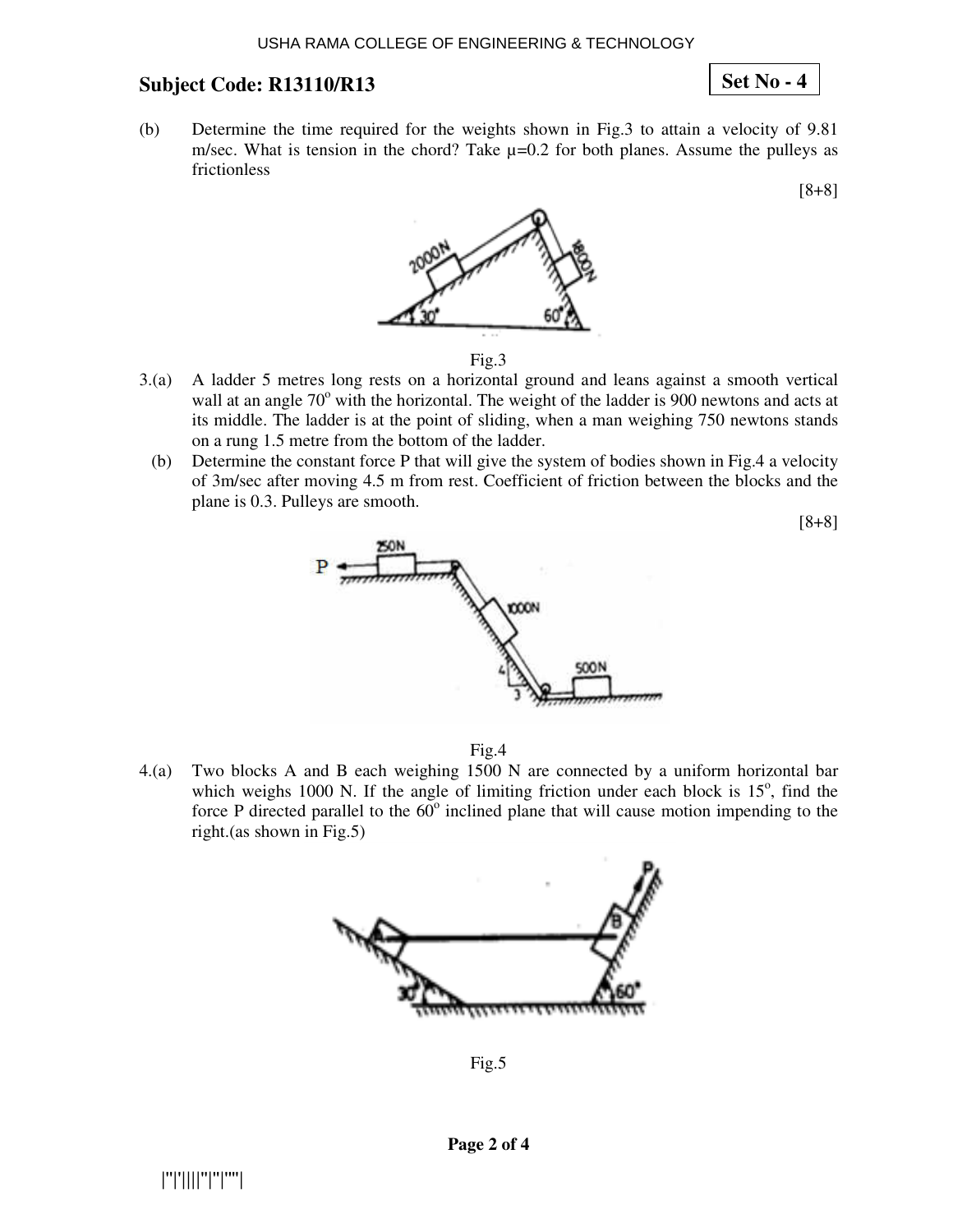**Subject Code: R13110/R13** **Set No - 4**

(b) Determine the time required for the weights shown in Fig.3 to attain a velocity of 9.81 m/sec. What is tension in the chord? Take μ=0.2 for both planes. Assume the pulleys as frictionless

[8+8]

Fig.3

3.(a) A ladder 5 metres long rests on a horizontal ground and leans against a smooth vertical wall at an angle 70° with the horizontal. The weight of the ladder is 900 newtons and acts at its middle. The ladder is at the point of sliding, when a man weighing 750 newtons stands on a rung 1.5 metre from the bottom of the ladder.

(b) Determine the constant force P that will give the system of bodies shown in Fig.4 a velocity of 3m/sec after moving 4.5 m from rest. Coefficient of friction between the blocks and the plane is 0.3. Pulleys are smooth.

[8+8]

Fig.4

4.(a) Two blocks A and B each weighing 1500 N are connected by a uniform horizontal bar which weighs 1000 N. If the angle of limiting friction under each block is 15°, find the force P directed parallel to the 60° inclined plane that will cause motion impending to the right.(as shown in Fig.5)

Fig.5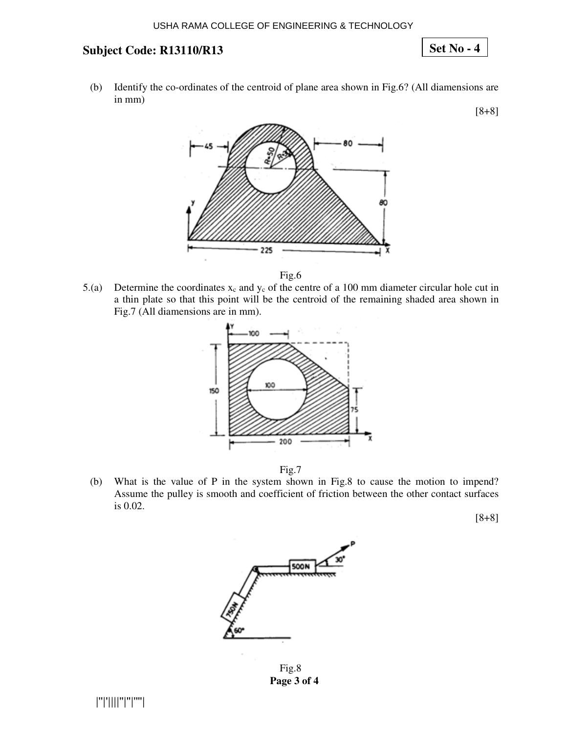**Subject Code: R13110/R13**

**Set No - 4**

(b) Identify the co-ordinates of the centroid of plane area shown in Fig.6? (All diamensions are in mm)

[8+8]

Fig.6

5.(a) Determine the coordinates $x_c$ and $y_c$ of the centre of a 100 mm diameter circular hole cut in a thin plate so that this point will be the centroid of the remaining shaded area shown in Fig.7 (All diamensions are in mm).

Fig.7

(b) What is the value of P in the system shown in Fig.8 to cause the motion to impend? Assume the pulley is smooth and coefficient of friction between the other contact surfaces is 0.02.

[8+8]

Fig.8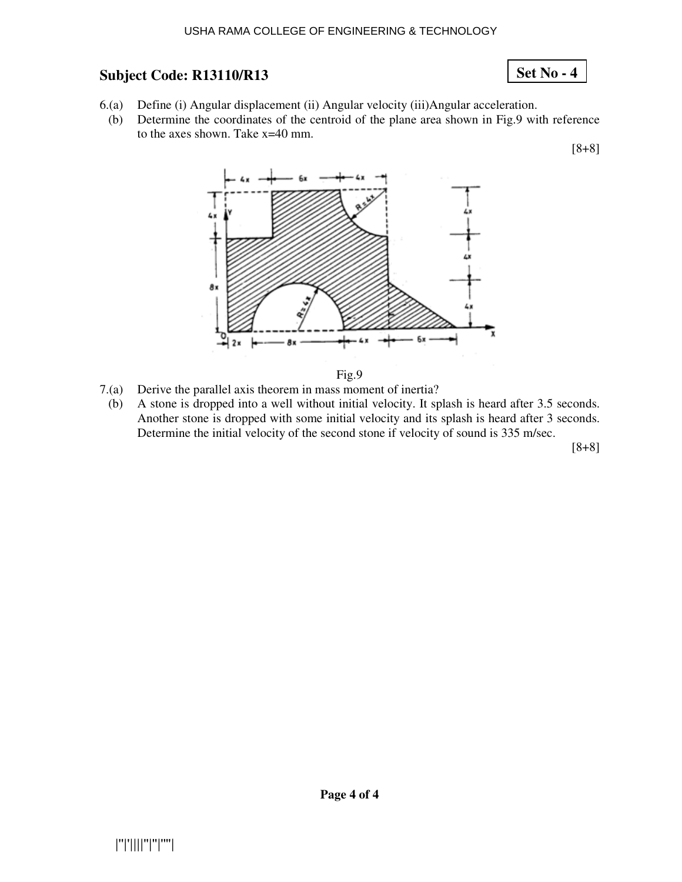## Subject Code: R13110/R13

**Set No - 4**

6.(a) Define (i) Angular displacement (ii) Angular velocity (iii)Angular acceleration.

(b) Determine the coordinates of the centroid of the plane area shown in Fig.9 with reference to the axes shown. Take x=40 mm.

[8+8]

Fig.9

7.(a) Derive the parallel axis theorem in mass moment of inertia?

(b) A stone is dropped into a well without initial velocity. It splash is heard after 3.5 seconds. Another stone is dropped with some initial velocity and its splash is heard after 3 seconds. Determine the initial velocity of the second stone if velocity of sound is 335 m/sec.

[8+8]